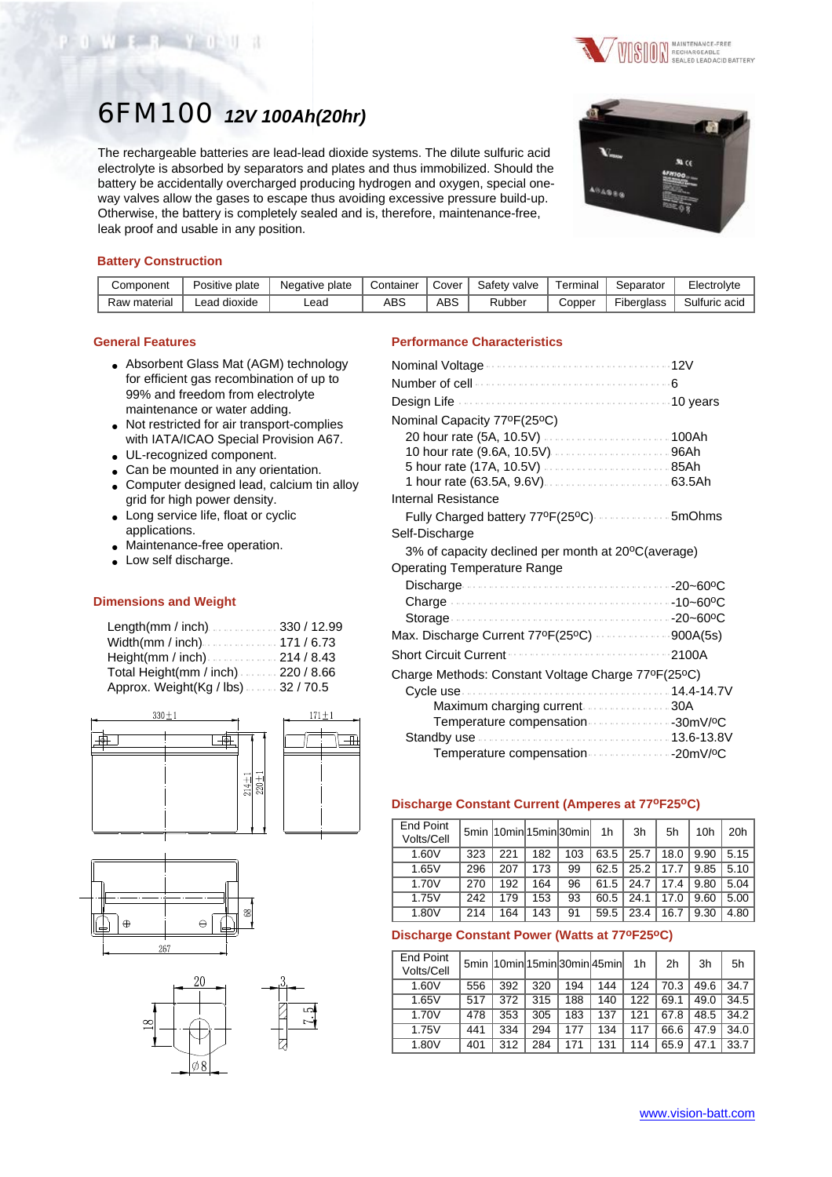# 6FM100 *12V 100Ah(20hr)*

The rechargeable batteries are lead-lead dioxide systems. The dilute sulfuric acid electrolyte is absorbed by separators and plates and thus immobilized. Should the battery be accidentally overcharged producing hydrogen and oxygen, special one-way valves allow the gases to escape thus avoiding excessive pressure build-up. Otherwise, the battery is completely sealed and is, therefore, maintenance-free, leak proof and usable in any position.

## Battery Construction

| Component | Positive plate | Negative plate | Container | Cover | Safety valve | Terminal | Separator | Electrolyte |
|---|---|---|---|---|---|---|---|---|
| Raw material | Lead dioxide | Lead | ABS | ABS | Rubber | Copper | Fiberglass | Sulfuric acid |

## General Features

- Absorbent Glass Mat (AGM) technology for efficient gas recombination of up to 99% and freedom from electrolyte maintenance or water adding.
- Not restricted for air transport-complies with IATA/ICAO Special Provision A67.
- UL-recognized component.
- Can be mounted in any orientation.
- Computer designed lead, calcium tin alloy grid for high power density.
- Long service life, float or cyclic applications.
- Maintenance-free operation.
- Low self discharge.

## Dimensions and Weight

- Length(mm / inch) ........ 330 / 12.99
- Width(mm / inch) ........ 171 / 6.73
- Height(mm / inch) ........ 214 / 8.43
- Total Height(mm / inch) ........ 220 / 8.66
- Approx. Weight(Kg / lbs) ........ 32 / 70.5

## Performance Characteristics

- Nominal Voltage ........ 12V
- Number of cell ........ 6
- Design Life ........ 10 years
- Nominal Capacity 77ºF(25ºC)
  - 20 hour rate (5A, 10.5V) ........ 100Ah
  - 10 hour rate (9.6A, 10.5V) ........ 96Ah
  - 5 hour rate (17A, 10.5V) ........ 85Ah
  - 1 hour rate (63.5A, 9.6V) ........ 63.5Ah
- Internal Resistance
  - Fully Charged battery 77ºF(25ºC) ........ 5mOhms
- Self-Discharge
  - 3% of capacity declined per month at 20ºC(average)
- Operating Temperature Range
  - Discharge ........ -20~60ºC
  - Charge ........ -10~60ºC
  - Storage ........ -20~60ºC
- Max. Discharge Current 77ºF(25ºC) ........ 900A(5s)
- Short Circuit Current ........ 2100A
- Charge Methods: Constant Voltage Charge 77ºF(25ºC)
  - Cycle use ........ 14.4-14.7V
    - Maximum charging current ........ 30A
    - Temperature compensation ........ -30mV/ºC
  - Standby use ........ 13.6-13.8V
    - Temperature compensation ........ -20mV/ºC

## Discharge Constant Current (Amperes at 77ºF25ºC)

| End Point Volts/Cell | 5min | 10min | 15min | 30min | 1h | 3h | 5h | 10h | 20h |
|---|---|---|---|---|---|---|---|---|---|
| 1.60V | 323 | 221 | 182 | 103 | 63.5 | 25.7 | 18.0 | 9.90 | 5.15 |
| 1.65V | 296 | 207 | 173 | 99 | 62.5 | 25.2 | 17.7 | 9.85 | 5.10 |
| 1.70V | 270 | 192 | 164 | 96 | 61.5 | 24.7 | 17.4 | 9.80 | 5.04 |
| 1.75V | 242 | 179 | 153 | 93 | 60.5 | 24.1 | 17.0 | 9.60 | 5.00 |
| 1.80V | 214 | 164 | 143 | 91 | 59.5 | 23.4 | 16.7 | 9.30 | 4.80 |

## Discharge Constant Power (Watts at 77ºF25ºC)

| End Point Volts/Cell | 5min | 10min | 15min | 30min | 45min | 1h | 2h | 3h | 5h |
|---|---|---|---|---|---|---|---|---|---|
| 1.60V | 556 | 392 | 320 | 194 | 144 | 124 | 70.3 | 49.6 | 34.7 |
| 1.65V | 517 | 372 | 315 | 188 | 140 | 122 | 69.1 | 49.0 | 34.5 |
| 1.70V | 478 | 353 | 305 | 183 | 137 | 121 | 67.8 | 48.5 | 34.2 |
| 1.75V | 441 | 334 | 294 | 177 | 134 | 117 | 66.6 | 47.9 | 34.0 |
| 1.80V | 401 | 312 | 284 | 171 | 131 | 114 | 65.9 | 47.1 | 33.7 |

www.vision-batt.com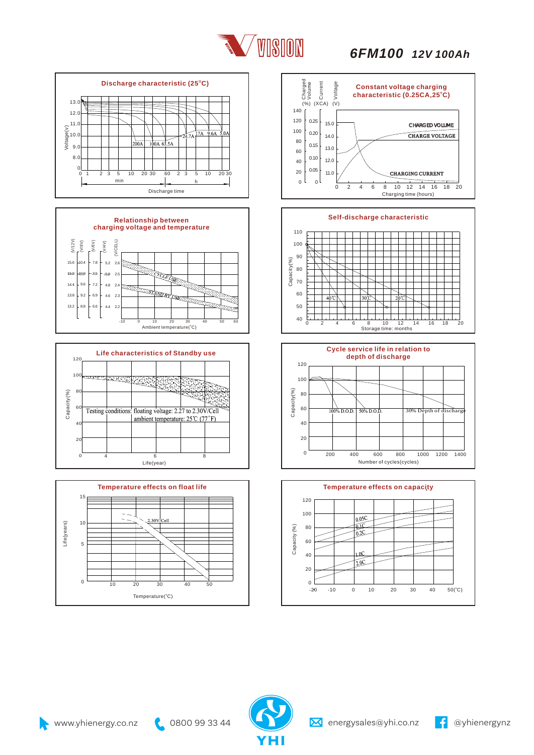VISION

# 6FM100 12V 100Ah

## Discharge characteristic (25°C)

Voltage(v)

13.0
12.0
11.0
10.0
9.0
8.0
0

200A 100A 63.5A 24.7A 17A 9.6A 5.0A

0 1 2 3 5 10 20 30 60 2 3 5 10 20 30

min h

Discharge time

## Constant voltage charging characteristic (0.25CA,25°C)

Charged Volume (%) Current (XCA) Voltage (V)

140
120 0.25 15.0
100 0.20 14.0
80 0.15 13.0
60 0.10 12.0
40 0.05 11.0
20
0 0

CHARGED VOLUME
CHARGE VOLTAGE
CHARGING CURRENT

0 2 4 6 8 10 12 14 16 18 20

Charging time (hours)

## Relationship between charging voltage and temperature

(V/12V) (V/8V) (V/6V) (V/4V) (V/CELL)

15.6 10.4 7.8 5.2 2.6
15.0 10.0 7.5 5.0 2.5
14.4 9.6 7.2 4.8 2.4
13.8 9.2 6.9 4.6 2.3
13.2 8.8 6.6 4.4 2.2

CYCLE USE
STAND BY USE

-10 0 10 20 30 40 50 60

Ambient temperature(°C)

## Self-discharge characteristic

Capacity(%)

110
100
90
80
70
60
50
40

40°C 30°C 20°C

0 2 4 6 8 10 12 14 16 18 20

Storage time: months

## Life characteristics of Standby use

Capacity(%)

120
100
80
60
40
20
0

Testing conditions: floating voltage: 2.27 to 2.30V/Cell
ambient temperature: 25°C (77°F)

4 6 8

Life(year)

## Cycle service life in relation to depth of discharge

Capacity(%)

120
100
80
60
40
20
0

100% D.O.D. 50% D.O.D. 30% Depth of discharge

200 400 600 800 1000 1200 1400

Number of cycles(cycles)

## Temperature effects on float life

Life(years)

15
10
5
0

2.30V/Cell

10 20 30 40 50

Temperature(°C)

## Temperature effects on capacity

Capacity (%)

120
100
80
60
40
20
0

0.05C
0.1C
0.2C
1.0C
2.0C

-20 -10 0 10 20 30 40 50(°C)

www.yhienergy.co.nz 0800 99 33 44 YHI energysales@yhi.co.nz @yhienergynz